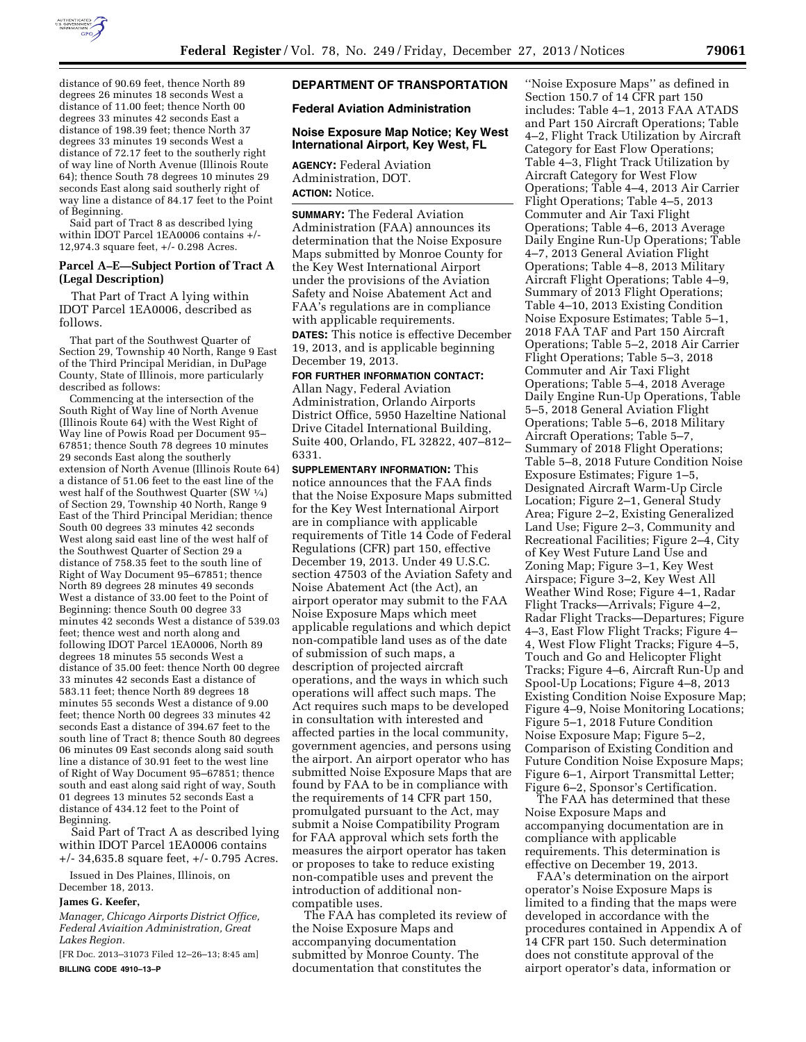distance of 90.69 feet, thence North 89 degrees 26 minutes 18 seconds West a distance of 11.00 feet; thence North 00 degrees 33 minutes 42 seconds East a distance of 198.39 feet; thence North 37 degrees 33 minutes 19 seconds West a distance of 72.17 feet to the southerly right of way line of North Avenue (Illinois Route 64); thence South 78 degrees 10 minutes 29 seconds East along said southerly right of way line a distance of 84.17 feet to the Point of Beginning.

Said part of Tract 8 as described lying within IDOT Parcel 1EA0006 contains +/- 12,974.3 square feet, +/- 0.298 Acres.

### Parcel A–E—Subject Portion of Tract A (Legal Description)

That Part of Tract A lying within IDOT Parcel 1EA0006, described as follows.

That part of the Southwest Quarter of Section 29, Township 40 North, Range 9 East of the Third Principal Meridian, in DuPage County, State of Illinois, more particularly described as follows:

Commencing at the intersection of the South Right of Way line of North Avenue (Illinois Route 64) with the West Right of Way line of Powis Road per Document 95–67851; thence South 78 degrees 10 minutes 29 seconds East along the southerly extension of North Avenue (Illinois Route 64) a distance of 51.06 feet to the east line of the west half of the Southwest Quarter (SW 1/4) of Section 29, Township 40 North, Range 9 East of the Third Principal Meridian; thence South 00 degrees 33 minutes 42 seconds West along said east line of the west half of the Southwest Quarter of Section 29 a distance of 758.35 feet to the south line of Right of Way Document 95–67851; thence North 89 degrees 28 minutes 49 seconds West a distance of 33.00 feet to the Point of Beginning: thence South 00 degree 33 minutes 42 seconds West a distance of 539.03 feet; thence west and north along and following IDOT Parcel 1EA0006, North 89 degrees 18 minutes 55 seconds West a distance of 35.00 feet: thence North 00 degree 33 minutes 42 seconds East a distance of 583.11 feet; thence North 89 degrees 18 minutes 55 seconds West a distance of 9.00 feet; thence North 00 degrees 33 minutes 42 seconds East a distance of 394.67 feet to the south line of Tract 8; thence South 80 degrees 06 minutes 09 East seconds along said south line a distance of 30.91 feet to the west line of Right of Way Document 95–67851; thence south and east along said right of way, South 01 degrees 13 minutes 52 seconds East a distance of 434.12 feet to the Point of Beginning.

Said Part of Tract A as described lying within IDOT Parcel 1EA0006 contains +/- 34,635.8 square feet, +/- 0.795 Acres.

Issued in Des Plaines, Illinois, on December 18, 2013.

**James G. Keefer,**

*Manager, Chicago Airports District Office, Federal Aviaition Administration, Great Lakes Region.*

[FR Doc. 2013–31073 Filed 12–26–13; 8:45 am]

**BILLING CODE 4910–13–P**

## DEPARTMENT OF TRANSPORTATION

### Federal Aviation Administration

### Noise Exposure Map Notice; Key West International Airport, Key West, FL

**AGENCY:** Federal Aviation Administration, DOT.

**ACTION:** Notice.

**SUMMARY:** The Federal Aviation Administration (FAA) announces its determination that the Noise Exposure Maps submitted by Monroe County for the Key West International Airport under the provisions of the Aviation Safety and Noise Abatement Act and FAA's regulations are in compliance with applicable requirements.

**DATES:** This notice is effective December 19, 2013, and is applicable beginning December 19, 2013.

**FOR FURTHER INFORMATION CONTACT:** Allan Nagy, Federal Aviation Administration, Orlando Airports District Office, 5950 Hazeltine National Drive Citadel International Building, Suite 400, Orlando, FL 32822, 407–812–6331.

**SUPPLEMENTARY INFORMATION:** This notice announces that the FAA finds that the Noise Exposure Maps submitted for the Key West International Airport are in compliance with applicable requirements of Title 14 Code of Federal Regulations (CFR) part 150, effective December 19, 2013. Under 49 U.S.C. section 47503 of the Aviation Safety and Noise Abatement Act (the Act), an airport operator may submit to the FAA Noise Exposure Maps which meet applicable regulations and which depict non-compatible land uses as of the date of submission of such maps, a description of projected aircraft operations, and the ways in which such operations will affect such maps. The Act requires such maps to be developed in consultation with interested and affected parties in the local community, government agencies, and persons using the airport. An airport operator who has submitted Noise Exposure Maps that are found by FAA to be in compliance with the requirements of 14 CFR part 150, promulgated pursuant to the Act, may submit a Noise Compatibility Program for FAA approval which sets forth the measures the airport operator has taken or proposes to take to reduce existing non-compatible uses and prevent the introduction of additional non-compatible uses.

The FAA has completed its review of the Noise Exposure Maps and accompanying documentation submitted by Monroe County. The documentation that constitutes the "Noise Exposure Maps" as defined in Section 150.7 of 14 CFR part 150 includes: Table 4–1, 2013 FAA ATADS and Part 150 Aircraft Operations; Table 4–2, Flight Track Utilization by Aircraft Category for East Flow Operations; Table 4–3, Flight Track Utilization by Aircraft Category for West Flow Operations; Table 4–4, 2013 Air Carrier Flight Operations; Table 4–5, 2013 Commuter and Air Taxi Flight Operations; Table 4–6, 2013 Average Daily Engine Run-Up Operations; Table 4–7, 2013 General Aviation Flight Operations; Table 4–8, 2013 Military Aircraft Flight Operations; Table 4–9, Summary of 2013 Flight Operations; Table 4–10, 2013 Existing Condition Noise Exposure Estimates; Table 5–1, 2018 FAA TAF and Part 150 Aircraft Operations; Table 5–2, 2018 Air Carrier Flight Operations; Table 5–3, 2018 Commuter and Air Taxi Flight Operations; Table 5–4, 2018 Average Daily Engine Run-Up Operations, Table 5–5, 2018 General Aviation Flight Operations; Table 5–6, 2018 Military Aircraft Operations; Table 5–7, Summary of 2018 Flight Operations; Table 5–8, 2018 Future Condition Noise Exposure Estimates; Figure 1–5, Designated Aircraft Warm-Up Circle Location; Figure 2–1, General Study Area; Figure 2–2, Existing Generalized Land Use; Figure 2–3, Community and Recreational Facilities; Figure 2–4, City of Key West Future Land Use and Zoning Map; Figure 3–1, Key West Airspace; Figure 3–2, Key West All Weather Wind Rose; Figure 4–1, Radar Flight Tracks—Arrivals; Figure 4–2, Radar Flight Tracks—Departures; Figure 4–3, East Flow Flight Tracks; Figure 4–4, West Flow Flight Tracks; Figure 4–5, Touch and Go and Helicopter Flight Tracks; Figure 4–6, Aircraft Run-Up and Spool-Up Locations; Figure 4–8, 2013 Existing Condition Noise Exposure Map; Figure 4–9, Noise Monitoring Locations; Figure 5–1, 2018 Future Condition Noise Exposure Map; Figure 5–2, Comparison of Existing Condition and Future Condition Noise Exposure Maps; Figure 6–1, Airport Transmittal Letter; Figure 6–2, Sponsor's Certification.

The FAA has determined that these Noise Exposure Maps and accompanying documentation are in compliance with applicable requirements. This determination is effective on December 19, 2013.

FAA's determination on the airport operator's Noise Exposure Maps is limited to a finding that the maps were developed in accordance with the procedures contained in Appendix A of 14 CFR part 150. Such determination does not constitute approval of the airport operator's data, information or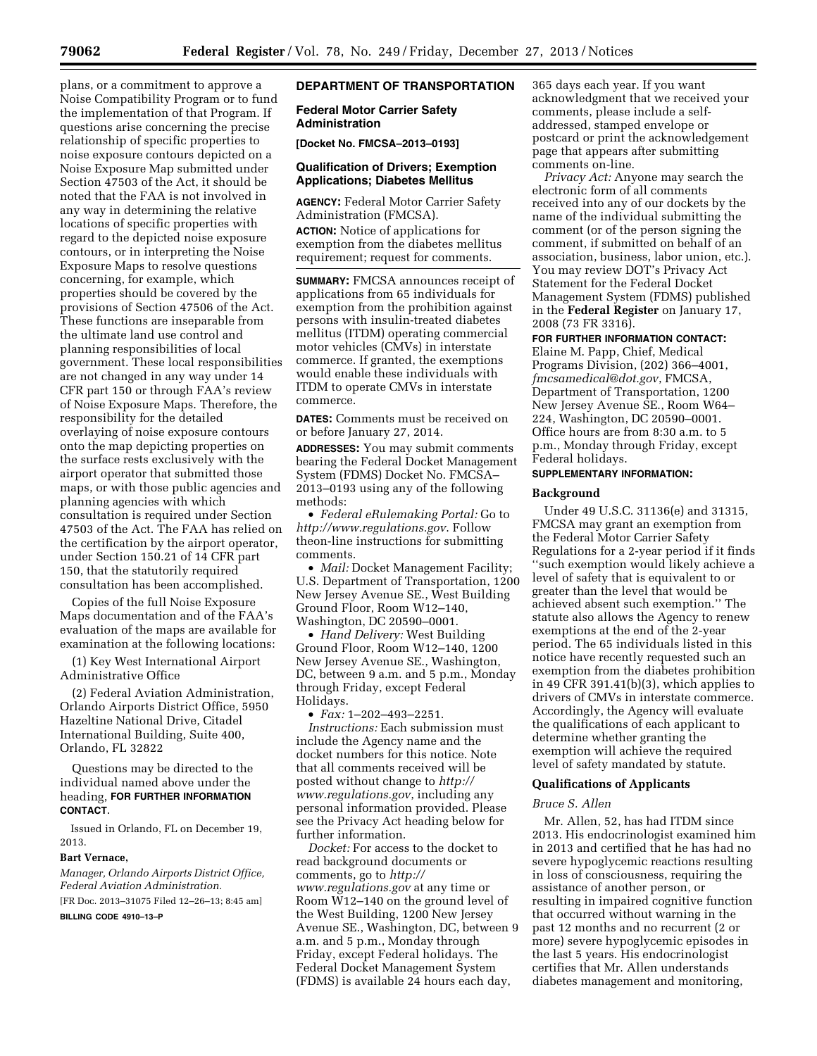plans, or a commitment to approve a Noise Compatibility Program or to fund the implementation of that Program. If questions arise concerning the precise relationship of specific properties to noise exposure contours depicted on a Noise Exposure Map submitted under Section 47503 of the Act, it should be noted that the FAA is not involved in any way in determining the relative locations of specific properties with regard to the depicted noise exposure contours, or in interpreting the Noise Exposure Maps to resolve questions concerning, for example, which properties should be covered by the provisions of Section 47506 of the Act. These functions are inseparable from the ultimate land use control and planning responsibilities of local government. These local responsibilities are not changed in any way under 14 CFR part 150 or through FAA's review of Noise Exposure Maps. Therefore, the responsibility for the detailed overlaying of noise exposure contours onto the map depicting properties on the surface rests exclusively with the airport operator that submitted those maps, or with those public agencies and planning agencies with which consultation is required under Section 47503 of the Act. The FAA has relied on the certification by the airport operator, under Section 150.21 of 14 CFR part 150, that the statutorily required consultation has been accomplished.

Copies of the full Noise Exposure Maps documentation and of the FAA's evaluation of the maps are available for examination at the following locations:

(1) Key West International Airport Administrative Office

(2) Federal Aviation Administration, Orlando Airports District Office, 5950 Hazeltine National Drive, Citadel International Building, Suite 400, Orlando, FL 32822

Questions may be directed to the individual named above under the heading, **FOR FURTHER INFORMATION CONTACT**.

Issued in Orlando, FL on December 19, 2013.

**Bart Vernace,**

*Manager, Orlando Airports District Office, Federal Aviation Administration.*

[FR Doc. 2013–31075 Filed 12–26–13; 8:45 am]

**BILLING CODE 4910–13–P**

## DEPARTMENT OF TRANSPORTATION

### Federal Motor Carrier Safety Administration

**[Docket No. FMCSA–2013–0193]**

### Qualification of Drivers; Exemption Applications; Diabetes Mellitus

**AGENCY:** Federal Motor Carrier Safety Administration (FMCSA).

**ACTION:** Notice of applications for exemption from the diabetes mellitus requirement; request for comments.

**SUMMARY:** FMCSA announces receipt of applications from 65 individuals for exemption from the prohibition against persons with insulin-treated diabetes mellitus (ITDM) operating commercial motor vehicles (CMVs) in interstate commerce. If granted, the exemptions would enable these individuals with ITDM to operate CMVs in interstate commerce.

**DATES:** Comments must be received on or before January 27, 2014.

**ADDRESSES:** You may submit comments bearing the Federal Docket Management System (FDMS) Docket No. FMCSA–2013–0193 using any of the following methods:

- *Federal eRulemaking Portal:* Go to *http://www.regulations.gov*. Follow theon-line instructions for submitting comments.
- *Mail:* Docket Management Facility; U.S. Department of Transportation, 1200 New Jersey Avenue SE., West Building Ground Floor, Room W12–140, Washington, DC 20590–0001.
- *Hand Delivery:* West Building Ground Floor, Room W12–140, 1200 New Jersey Avenue SE., Washington, DC, between 9 a.m. and 5 p.m., Monday through Friday, except Federal Holidays.
- *Fax:* 1–202–493–2251.

*Instructions:* Each submission must include the Agency name and the docket numbers for this notice. Note that all comments received will be posted without change to *http://www.regulations.gov*, including any personal information provided. Please see the Privacy Act heading below for further information.

*Docket:* For access to the docket to read background documents or comments, go to *http://www.regulations.gov* at any time or Room W12–140 on the ground level of the West Building, 1200 New Jersey Avenue SE., Washington, DC, between 9 a.m. and 5 p.m., Monday through Friday, except Federal holidays. The Federal Docket Management System (FDMS) is available 24 hours each day, 365 days each year. If you want acknowledgment that we received your comments, please include a self-addressed, stamped envelope or postcard or print the acknowledgement page that appears after submitting comments on-line.

*Privacy Act:* Anyone may search the electronic form of all comments received into any of our dockets by the name of the individual submitting the comment (or of the person signing the comment, if submitted on behalf of an association, business, labor union, etc.). You may review DOT's Privacy Act Statement for the Federal Docket Management System (FDMS) published in the **Federal Register** on January 17, 2008 (73 FR 3316).

**FOR FURTHER INFORMATION CONTACT:** Elaine M. Papp, Chief, Medical Programs Division, (202) 366–4001, *fmcsamedical@dot.gov*, FMCSA, Department of Transportation, 1200 New Jersey Avenue SE., Room W64–224, Washington, DC 20590–0001. Office hours are from 8:30 a.m. to 5 p.m., Monday through Friday, except Federal holidays.

**SUPPLEMENTARY INFORMATION:**

#### Background

Under 49 U.S.C. 31136(e) and 31315, FMCSA may grant an exemption from the Federal Motor Carrier Safety Regulations for a 2-year period if it finds "such exemption would likely achieve a level of safety that is equivalent to or greater than the level that would be achieved absent such exemption." The statute also allows the Agency to renew exemptions at the end of the 2-year period. The 65 individuals listed in this notice have recently requested such an exemption from the diabetes prohibition in 49 CFR 391.41(b)(3), which applies to drivers of CMVs in interstate commerce. Accordingly, the Agency will evaluate the qualifications of each applicant to determine whether granting the exemption will achieve the required level of safety mandated by statute.

#### Qualifications of Applicants

*Bruce S. Allen*

Mr. Allen, 52, has had ITDM since 2013. His endocrinologist examined him in 2013 and certified that he has had no severe hypoglycemic reactions resulting in loss of consciousness, requiring the assistance of another person, or resulting in impaired cognitive function that occurred without warning in the past 12 months and no recurrent (2 or more) severe hypoglycemic episodes in the last 5 years. His endocrinologist certifies that Mr. Allen understands diabetes management and monitoring,